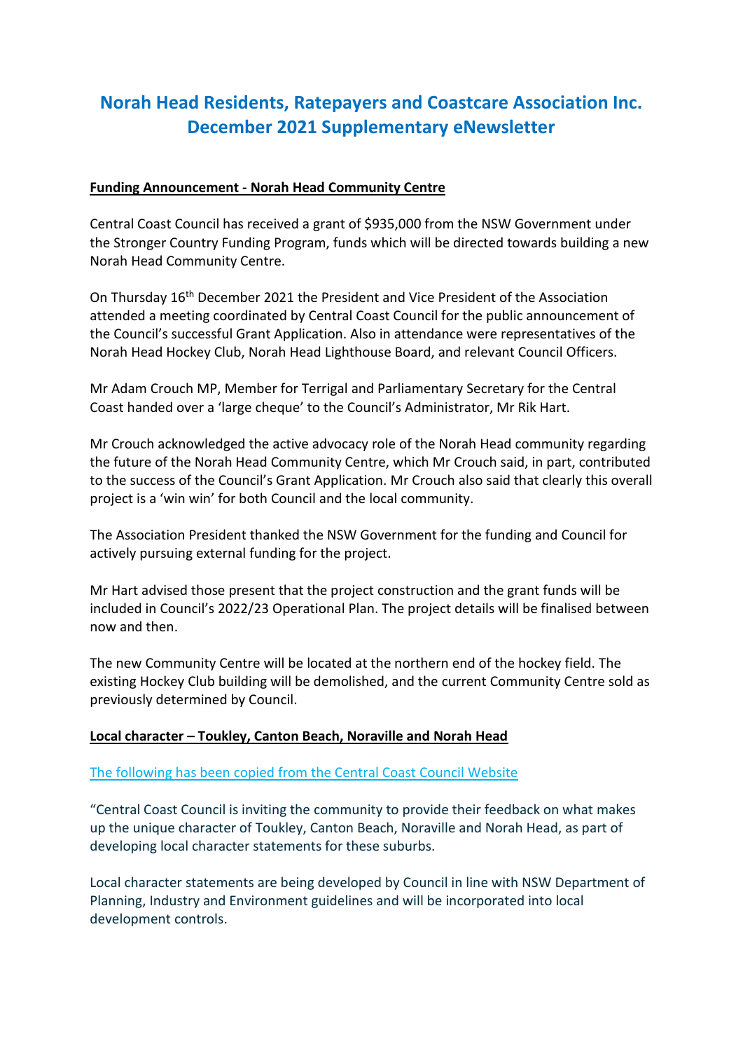# Norah Head Residents, Ratepayers and Coastcare Association Inc.
# December 2021 Supplementary eNewsletter

**Funding Announcement - Norah Head Community Centre**

Central Coast Council has received a grant of $935,000 from the NSW Government under the Stronger Country Funding Program, funds which will be directed towards building a new Norah Head Community Centre.

On Thursday 16th December 2021 the President and Vice President of the Association attended a meeting coordinated by Central Coast Council for the public announcement of the Council's successful Grant Application. Also in attendance were representatives of the Norah Head Hockey Club, Norah Head Lighthouse Board, and relevant Council Officers.

Mr Adam Crouch MP, Member for Terrigal and Parliamentary Secretary for the Central Coast handed over a 'large cheque' to the Council's Administrator, Mr Rik Hart.

Mr Crouch acknowledged the active advocacy role of the Norah Head community regarding the future of the Norah Head Community Centre, which Mr Crouch said, in part, contributed to the success of the Council's Grant Application. Mr Crouch also said that clearly this overall project is a 'win win' for both Council and the local community.

The Association President thanked the NSW Government for the funding and Council for actively pursuing external funding for the project.

Mr Hart advised those present that the project construction and the grant funds will be included in Council's 2022/23 Operational Plan. The project details will be finalised between now and then.

The new Community Centre will be located at the northern end of the hockey field. The existing Hockey Club building will be demolished, and the current Community Centre sold as previously determined by Council.

**Local character – Toukley, Canton Beach, Noraville and Norah Head**

The following has been copied from the Central Coast Council Website

"Central Coast Council is inviting the community to provide their feedback on what makes up the unique character of Toukley, Canton Beach, Noraville and Norah Head, as part of developing local character statements for these suburbs.

Local character statements are being developed by Council in line with NSW Department of Planning, Industry and Environment guidelines and will be incorporated into local development controls.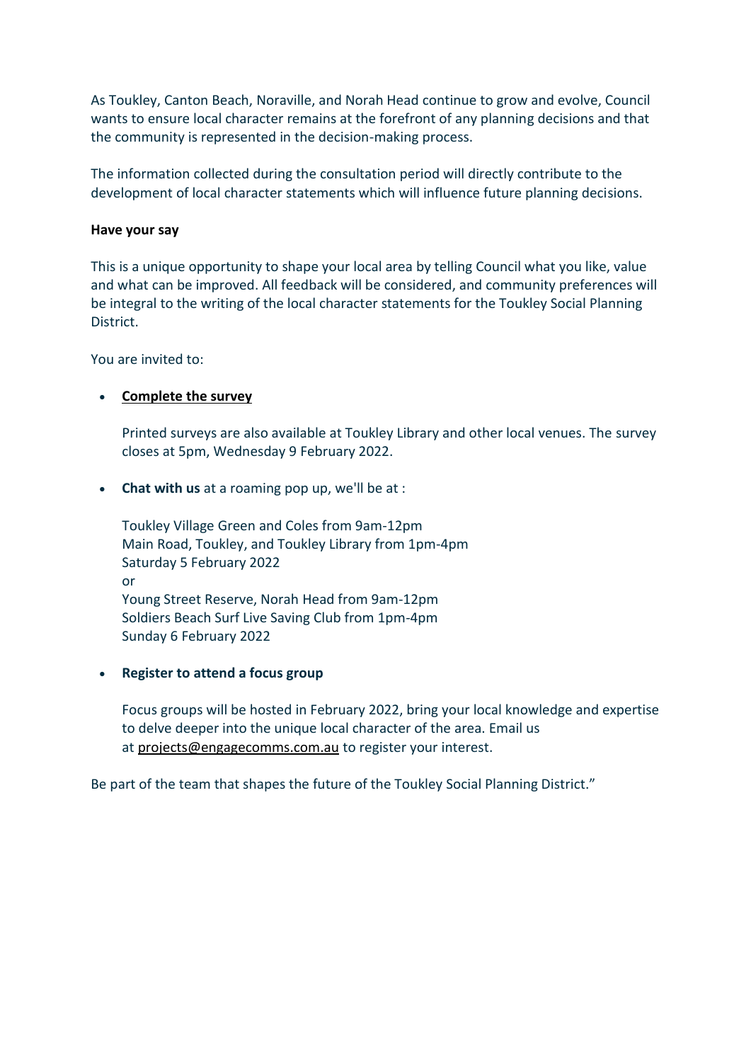As Toukley, Canton Beach, Noraville, and Norah Head continue to grow and evolve, Council wants to ensure local character remains at the forefront of any planning decisions and that the community is represented in the decision-making process.

The information collected during the consultation period will directly contribute to the development of local character statements which will influence future planning decisions.

**Have your say**

This is a unique opportunity to shape your local area by telling Council what you like, value and what can be improved. All feedback will be considered, and community preferences will be integral to the writing of the local character statements for the Toukley Social Planning District.

You are invited to:

- **Complete the survey**

  Printed surveys are also available at Toukley Library and other local venues. The survey closes at 5pm, Wednesday 9 February 2022.

- **Chat with us** at a roaming pop up, we'll be at :

  Toukley Village Green and Coles from 9am-12pm
  Main Road, Toukley, and Toukley Library from 1pm-4pm
  Saturday 5 February 2022
  or
  Young Street Reserve, Norah Head from 9am-12pm
  Soldiers Beach Surf Live Saving Club from 1pm-4pm
  Sunday 6 February 2022

- **Register to attend a focus group**

  Focus groups will be hosted in February 2022, bring your local knowledge and expertise to delve deeper into the unique local character of the area. Email us at projects@engagecomms.com.au to register your interest.

Be part of the team that shapes the future of the Toukley Social Planning District."